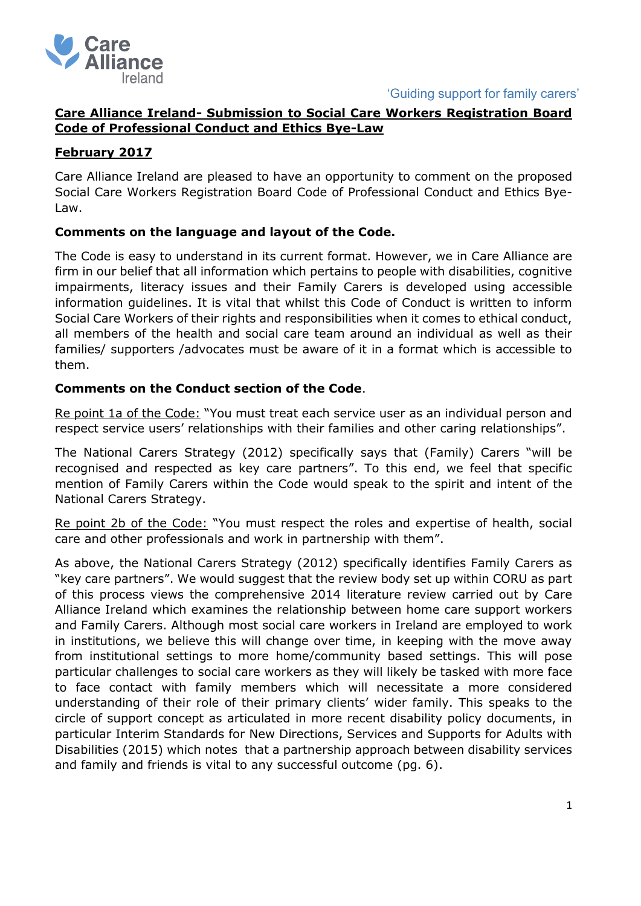Care Alliance Ireland

'Guiding support for family carers'

# Care Alliance Ireland- Submission to Social Care Workers Registration Board Code of Professional Conduct and Ethics Bye-Law

## February 2017

Care Alliance Ireland are pleased to have an opportunity to comment on the proposed Social Care Workers Registration Board Code of Professional Conduct and Ethics Bye-Law.

### Comments on the language and layout of the Code.

The Code is easy to understand in its current format. However, we in Care Alliance are firm in our belief that all information which pertains to people with disabilities, cognitive impairments, literacy issues and their Family Carers is developed using accessible information guidelines. It is vital that whilst this Code of Conduct is written to inform Social Care Workers of their rights and responsibilities when it comes to ethical conduct, all members of the health and social care team around an individual as well as their families/ supporters /advocates must be aware of it in a format which is accessible to them.

### Comments on the Conduct section of the Code.

Re point 1a of the Code: "You must treat each service user as an individual person and respect service users' relationships with their families and other caring relationships".

The National Carers Strategy (2012) specifically says that (Family) Carers "will be recognised and respected as key care partners". To this end, we feel that specific mention of Family Carers within the Code would speak to the spirit and intent of the National Carers Strategy.

Re point 2b of the Code: "You must respect the roles and expertise of health, social care and other professionals and work in partnership with them".

As above, the National Carers Strategy (2012) specifically identifies Family Carers as "key care partners". We would suggest that the review body set up within CORU as part of this process views the comprehensive 2014 literature review carried out by Care Alliance Ireland which examines the relationship between home care support workers and Family Carers. Although most social care workers in Ireland are employed to work in institutions, we believe this will change over time, in keeping with the move away from institutional settings to more home/community based settings. This will pose particular challenges to social care workers as they will likely be tasked with more face to face contact with family members which will necessitate a more considered understanding of their role of their primary clients' wider family. This speaks to the circle of support concept as articulated in more recent disability policy documents, in particular Interim Standards for New Directions, Services and Supports for Adults with Disabilities (2015) which notes that a partnership approach between disability services and family and friends is vital to any successful outcome (pg. 6).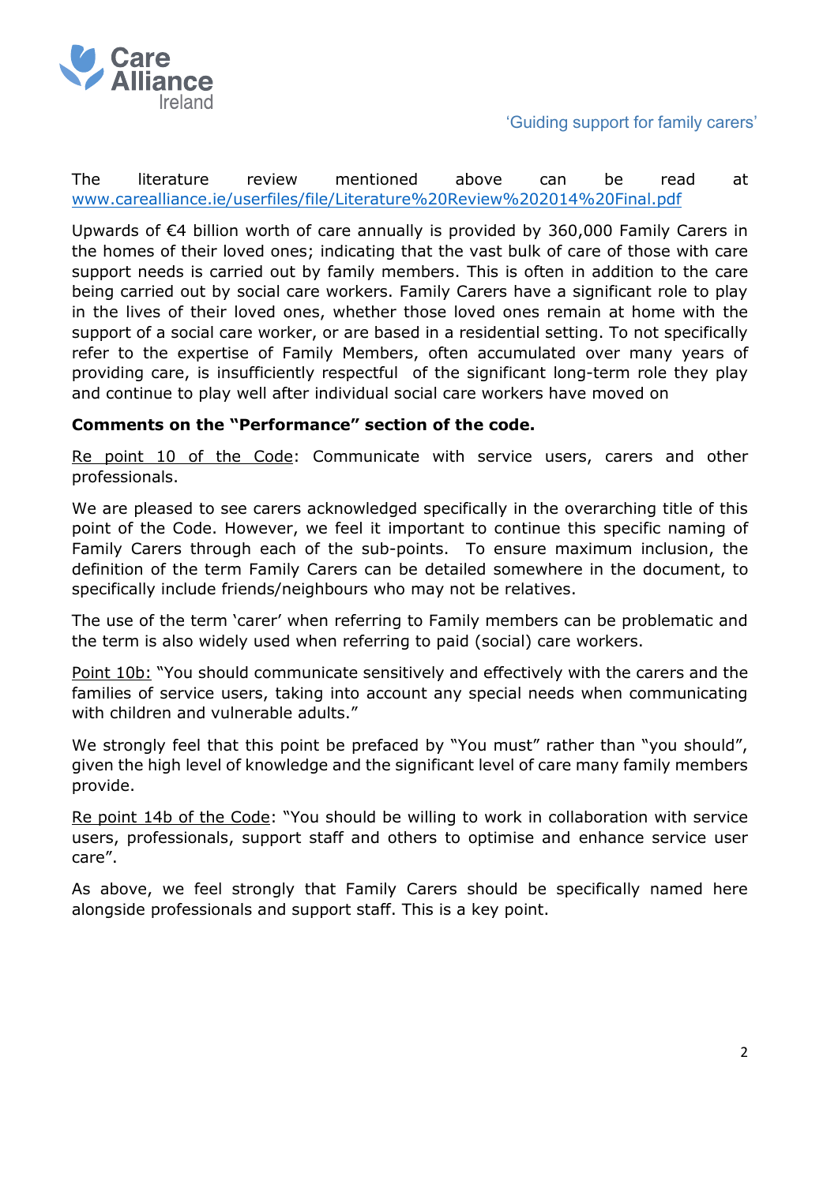The literature review mentioned above can be read at www.carealliance.ie/userfiles/file/Literature%20Review%202014%20Final.pdf

Upwards of €4 billion worth of care annually is provided by 360,000 Family Carers in the homes of their loved ones; indicating that the vast bulk of care of those with care support needs is carried out by family members. This is often in addition to the care being carried out by social care workers. Family Carers have a significant role to play in the lives of their loved ones, whether those loved ones remain at home with the support of a social care worker, or are based in a residential setting. To not specifically refer to the expertise of Family Members, often accumulated over many years of providing care, is insufficiently respectful of the significant long-term role they play and continue to play well after individual social care workers have moved on

**Comments on the "Performance" section of the code.**

Re point 10 of the Code: Communicate with service users, carers and other professionals.

We are pleased to see carers acknowledged specifically in the overarching title of this point of the Code. However, we feel it important to continue this specific naming of Family Carers through each of the sub-points. To ensure maximum inclusion, the definition of the term Family Carers can be detailed somewhere in the document, to specifically include friends/neighbours who may not be relatives.

The use of the term 'carer' when referring to Family members can be problematic and the term is also widely used when referring to paid (social) care workers.

Point 10b: "You should communicate sensitively and effectively with the carers and the families of service users, taking into account any special needs when communicating with children and vulnerable adults."

We strongly feel that this point be prefaced by "You must" rather than "you should", given the high level of knowledge and the significant level of care many family members provide.

Re point 14b of the Code: "You should be willing to work in collaboration with service users, professionals, support staff and others to optimise and enhance service user care".

As above, we feel strongly that Family Carers should be specifically named here alongside professionals and support staff. This is a key point.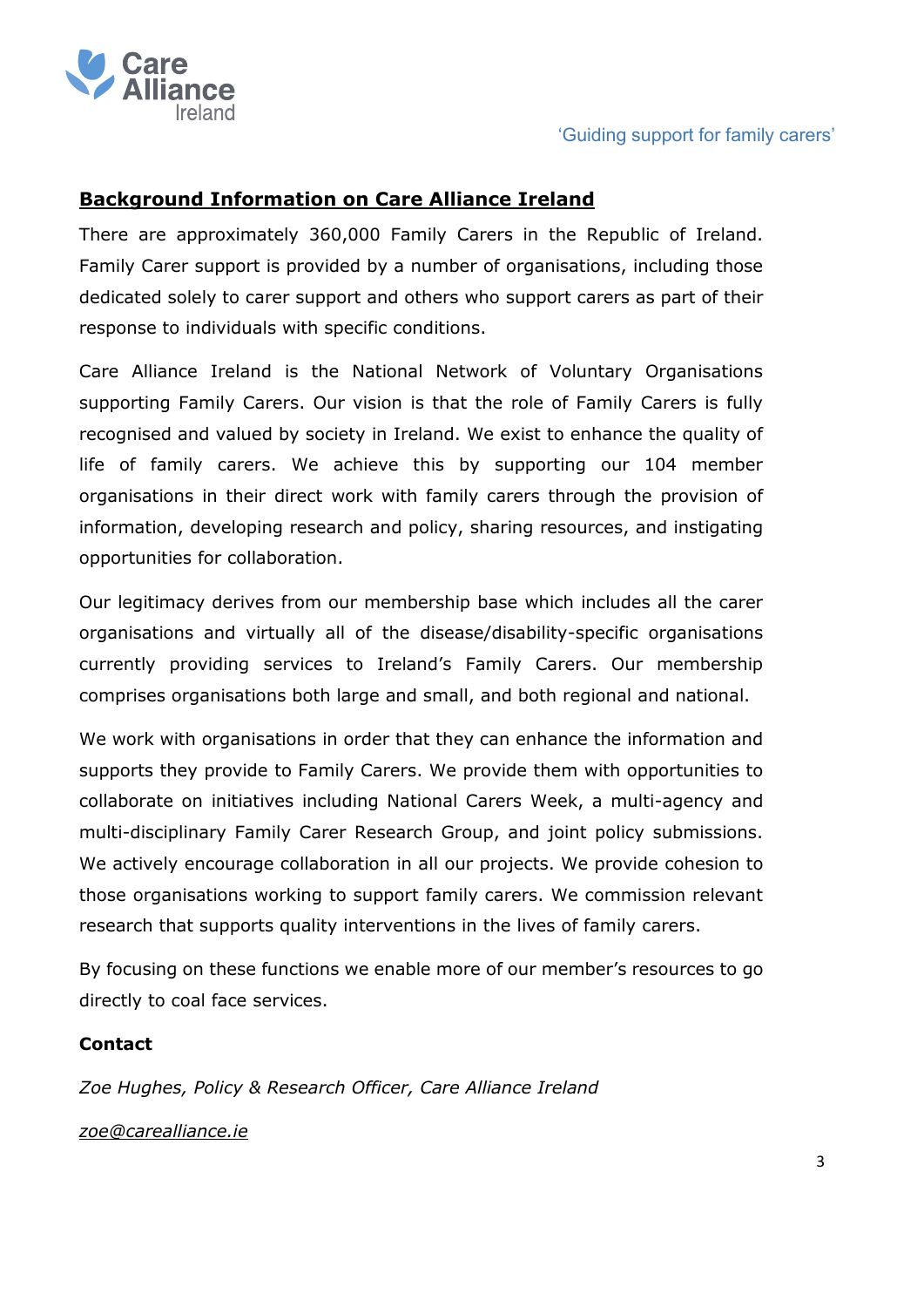## Background Information on Care Alliance Ireland

There are approximately 360,000 Family Carers in the Republic of Ireland. Family Carer support is provided by a number of organisations, including those dedicated solely to carer support and others who support carers as part of their response to individuals with specific conditions.

Care Alliance Ireland is the National Network of Voluntary Organisations supporting Family Carers. Our vision is that the role of Family Carers is fully recognised and valued by society in Ireland. We exist to enhance the quality of life of family carers. We achieve this by supporting our 104 member organisations in their direct work with family carers through the provision of information, developing research and policy, sharing resources, and instigating opportunities for collaboration.

Our legitimacy derives from our membership base which includes all the carer organisations and virtually all of the disease/disability-specific organisations currently providing services to Ireland's Family Carers. Our membership comprises organisations both large and small, and both regional and national.

We work with organisations in order that they can enhance the information and supports they provide to Family Carers. We provide them with opportunities to collaborate on initiatives including National Carers Week, a multi-agency and multi-disciplinary Family Carer Research Group, and joint policy submissions. We actively encourage collaboration in all our projects. We provide cohesion to those organisations working to support family carers. We commission relevant research that supports quality interventions in the lives of family carers.

By focusing on these functions we enable more of our member's resources to go directly to coal face services.

**Contact**

*Zoe Hughes, Policy & Research Officer, Care Alliance Ireland*

*zoe@carealliance.ie*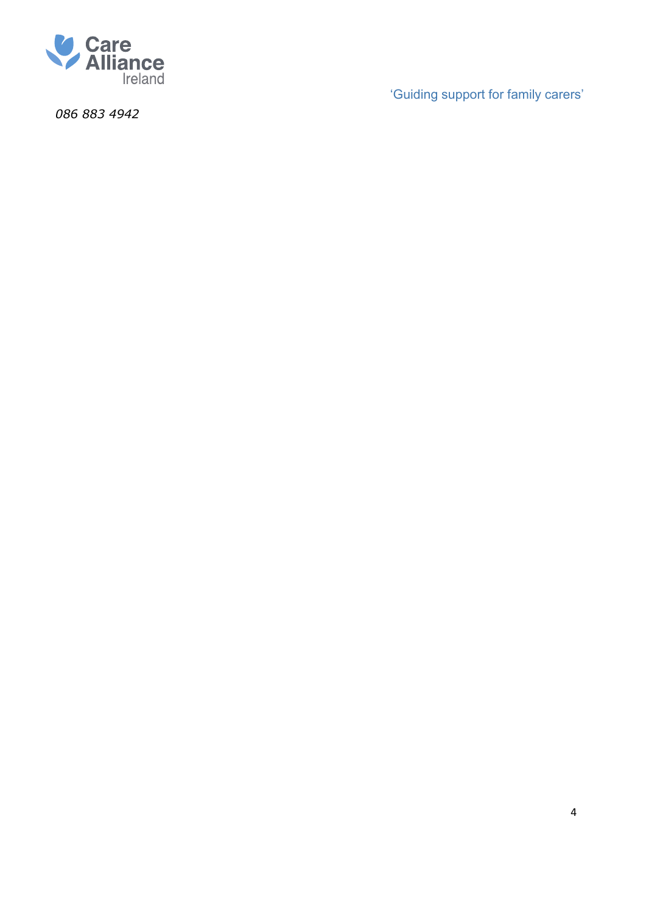*086 883 4942*